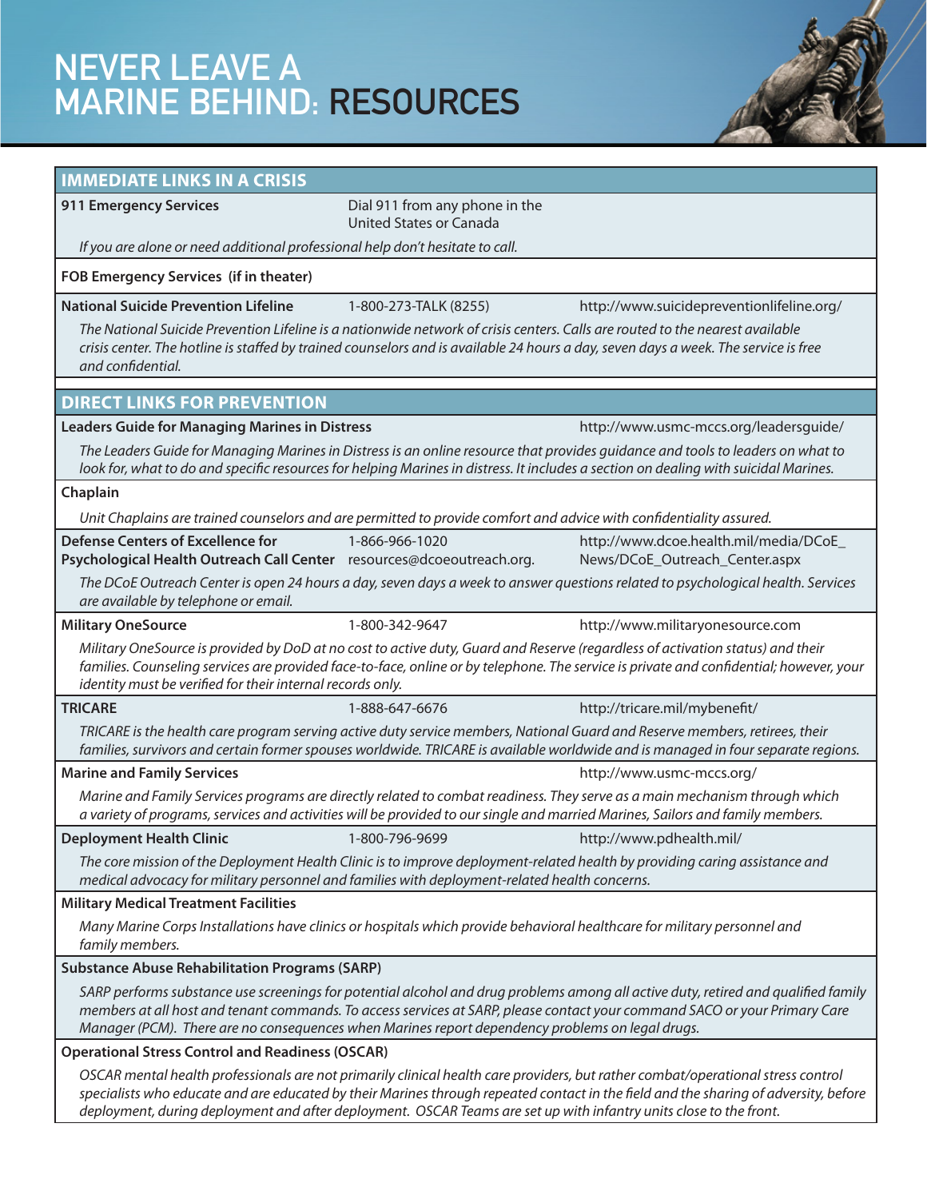# NEVER LEAVE A MARINE BEHIND: RESOURCES

## IMMEDIATE LINKS IN A CRISIS

**911 Emergency Services** — Dial 911 from any phone in the United States or Canada

*If you are alone or need additional professional help don't hesitate to call.*

**FOB Emergency Services (if in theater)**

**National Suicide Prevention Lifeline** — 1-800-273-TALK (8255) — http://www.suicidepreventionlifeline.org/

*The National Suicide Prevention Lifeline is a nationwide network of crisis centers. Calls are routed to the nearest available crisis center. The hotline is staffed by trained counselors and is available 24 hours a day, seven days a week. The service is free and confidential.*

## DIRECT LINKS FOR PREVENTION

**Leaders Guide for Managing Marines in Distress** — http://www.usmc-mccs.org/leadersguide/

*The Leaders Guide for Managing Marines in Distress is an online resource that provides guidance and tools to leaders on what to look for, what to do and specific resources for helping Marines in distress. It includes a section on dealing with suicidal Marines.*

**Chaplain**

*Unit Chaplains are trained counselors and are permitted to provide comfort and advice with confidentiality assured.*

**Defense Centers of Excellence for Psychological Health Outreach Call Center** — 1-866-966-1020, resources@dcoeoutreach.org. — http://www.dcoe.health.mil/media/DCoE_News/DCoE_Outreach_Center.aspx

*The DCoE Outreach Center is open 24 hours a day, seven days a week to answer questions related to psychological health. Services are available by telephone or email.*

**Military OneSource** — 1-800-342-9647 — http://www.militaryonesource.com

*Military OneSource is provided by DoD at no cost to active duty, Guard and Reserve (regardless of activation status) and their families. Counseling services are provided face-to-face, online or by telephone. The service is private and confidential; however, your identity must be verified for their internal records only.*

**TRICARE** — 1-888-647-6676 — http://tricare.mil/mybenefit/

*TRICARE is the health care program serving active duty service members, National Guard and Reserve members, retirees, their families, survivors and certain former spouses worldwide. TRICARE is available worldwide and is managed in four separate regions.*

**Marine and Family Services** — http://www.usmc-mccs.org/

*Marine and Family Services programs are directly related to combat readiness. They serve as a main mechanism through which a variety of programs, services and activities will be provided to our single and married Marines, Sailors and family members.*

**Deployment Health Clinic** — 1-800-796-9699 — http://www.pdhealth.mil/

*The core mission of the Deployment Health Clinic is to improve deployment-related health by providing caring assistance and medical advocacy for military personnel and families with deployment-related health concerns.*

**Military Medical Treatment Facilities**

*Many Marine Corps Installations have clinics or hospitals which provide behavioral healthcare for military personnel and family members.*

**Substance Abuse Rehabilitation Programs (SARP)**

*SARP performs substance use screenings for potential alcohol and drug problems among all active duty, retired and qualified family members at all host and tenant commands. To access services at SARP, please contact your command SACO or your Primary Care Manager (PCM). There are no consequences when Marines report dependency problems on legal drugs.*

**Operational Stress Control and Readiness (OSCAR)**

*OSCAR mental health professionals are not primarily clinical health care providers, but rather combat/operational stress control specialists who educate and are educated by their Marines through repeated contact in the field and the sharing of adversity, before deployment, during deployment and after deployment. OSCAR Teams are set up with infantry units close to the front.*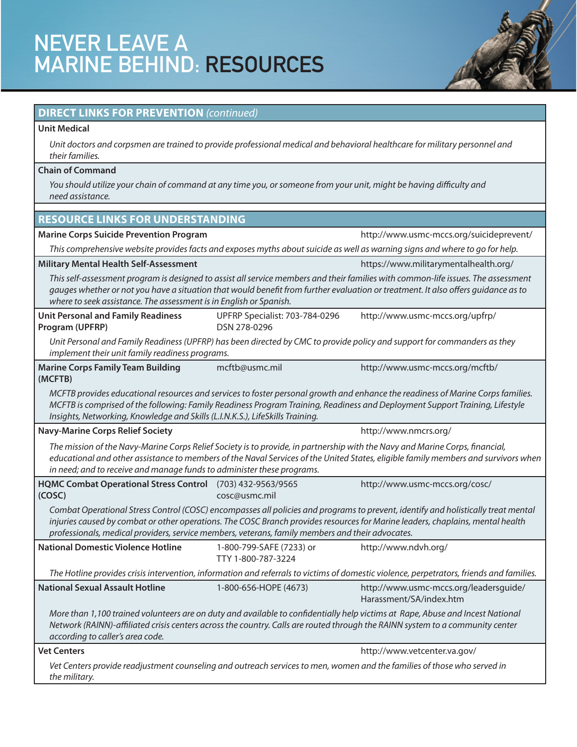# NEVER LEAVE A MARINE BEHIND: RESOURCES

## DIRECT LINKS FOR PREVENTION *(continued)*

**Unit Medical**

*Unit doctors and corpsmen are trained to provide professional medical and behavioral healthcare for military personnel and their families.*

**Chain of Command**

*You should utilize your chain of command at any time you, or someone from your unit, might be having difficulty and need assistance.*

## RESOURCE LINKS FOR UNDERSTANDING

**Marine Corps Suicide Prevention Program** — http://www.usmc-mccs.org/suicideprevent/

*This comprehensive website provides facts and exposes myths about suicide as well as warning signs and where to go for help.*

**Military Mental Health Self-Assessment** — https://www.militarymentalhealth.org/

*This self-assessment program is designed to assist all service members and their families with common-life issues. The assessment gauges whether or not you have a situation that would benefit from further evaluation or treatment. It also offers guidance as to where to seek assistance. The assessment is in English or Spanish.*

**Unit Personal and Family Readiness Program (UPFRP)** — UPFRP Specialist: 703-784-0296, DSN 278-0296 — http://www.usmc-mccs.org/upfrp/

*Unit Personal and Family Readiness (UPFRP) has been directed by CMC to provide policy and support for commanders as they implement their unit family readiness programs.*

**Marine Corps Family Team Building (MCFTB)** — mcftb@usmc.mil — http://www.usmc-mccs.org/mcftb/

*MCFTB provides educational resources and services to foster personal growth and enhance the readiness of Marine Corps families. MCFTB is comprised of the following: Family Readiness Program Training, Readiness and Deployment Support Training, Lifestyle Insights, Networking, Knowledge and Skills (L.I.N.K.S.), LifeSkills Training.*

**Navy-Marine Corps Relief Society** — http://www.nmcrs.org/

*The mission of the Navy-Marine Corps Relief Society is to provide, in partnership with the Navy and Marine Corps, financial, educational and other assistance to members of the Naval Services of the United States, eligible family members and survivors when in need; and to receive and manage funds to administer these programs.*

**HQMC Combat Operational Stress Control (COSC)** — (703) 432-9563/9565, cosc@usmc.mil — http://www.usmc-mccs.org/cosc/

*Combat Operational Stress Control (COSC) encompasses all policies and programs to prevent, identify and holistically treat mental injuries caused by combat or other operations. The COSC Branch provides resources for Marine leaders, chaplains, mental health professionals, medical providers, service members, veterans, family members and their advocates.*

**National Domestic Violence Hotline** — 1-800-799-SAFE (7233) or TTY 1-800-787-3224 — http://www.ndvh.org/

*The Hotline provides crisis intervention, information and referrals to victims of domestic violence, perpetrators, friends and families.*

**National Sexual Assault Hotline** — 1-800-656-HOPE (4673) — http://www.usmc-mccs.org/leadersguide/Harassment/SA/index.htm

*More than 1,100 trained volunteers are on duty and available to confidentially help victims at Rape, Abuse and Incest National Network (RAINN)-affiliated crisis centers across the country. Calls are routed through the RAINN system to a community center according to caller's area code.*

**Vet Centers** — http://www.vetcenter.va.gov/

*Vet Centers provide readjustment counseling and outreach services to men, women and the families of those who served in the military.*